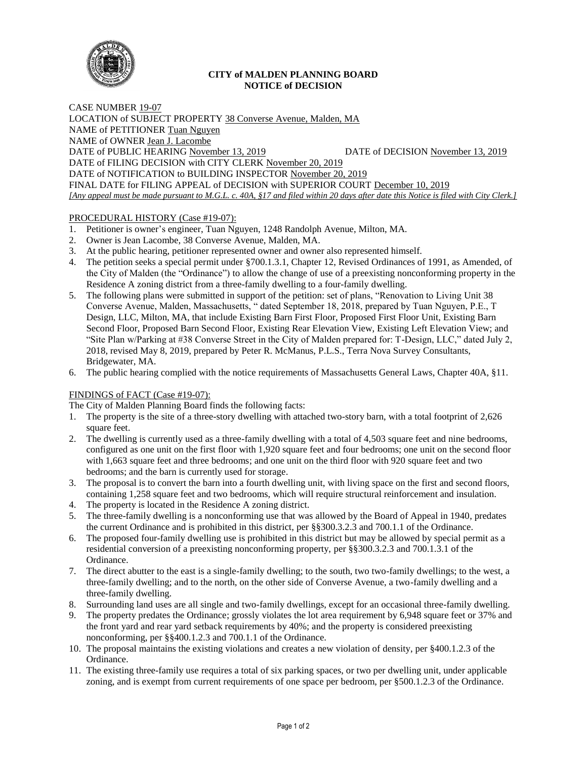## CITY of MALDEN PLANNING BOARD
## NOTICE of DECISION

CASE NUMBER 19-07
LOCATION of SUBJECT PROPERTY 38 Converse Avenue, Malden, MA
NAME of PETITIONER Tuan Nguyen
NAME of OWNER Jean J. Lacombe
DATE of PUBLIC HEARING November 13, 2019 DATE of DECISION November 13, 2019
DATE of FILING DECISION with CITY CLERK November 20, 2019
DATE of NOTIFICATION to BUILDING INSPECTOR November 20, 2019
FINAL DATE for FILING APPEAL of DECISION with SUPERIOR COURT December 10, 2019
*[Any appeal must be made pursuant to M.G.L. c. 40A, §17 and filed within 20 days after date this Notice is filed with City Clerk.]*

PROCEDURAL HISTORY (Case #19-07):

1. Petitioner is owner's engineer, Tuan Nguyen, 1248 Randolph Avenue, Milton, MA.
2. Owner is Jean Lacombe, 38 Converse Avenue, Malden, MA.
3. At the public hearing, petitioner represented owner and owner also represented himself.
4. The petition seeks a special permit under §700.1.3.1, Chapter 12, Revised Ordinances of 1991, as Amended, of the City of Malden (the "Ordinance") to allow the change of use of a preexisting nonconforming property in the Residence A zoning district from a three-family dwelling to a four-family dwelling.
5. The following plans were submitted in support of the petition: set of plans, "Renovation to Living Unit 38 Converse Avenue, Malden, Massachusetts, " dated September 18, 2018, prepared by Tuan Nguyen, P.E., T Design, LLC, Milton, MA, that include Existing Barn First Floor, Proposed First Floor Unit, Existing Barn Second Floor, Proposed Barn Second Floor, Existing Rear Elevation View, Existing Left Elevation View; and "Site Plan w/Parking at #38 Converse Street in the City of Malden prepared for: T-Design, LLC," dated July 2, 2018, revised May 8, 2019, prepared by Peter R. McManus, P.L.S., Terra Nova Survey Consultants, Bridgewater, MA.
6. The public hearing complied with the notice requirements of Massachusetts General Laws, Chapter 40A, §11.

FINDINGS of FACT (Case #19-07):

The City of Malden Planning Board finds the following facts:

1. The property is the site of a three-story dwelling with attached two-story barn, with a total footprint of 2,626 square feet.
2. The dwelling is currently used as a three-family dwelling with a total of 4,503 square feet and nine bedrooms, configured as one unit on the first floor with 1,920 square feet and four bedrooms; one unit on the second floor with 1,663 square feet and three bedrooms; and one unit on the third floor with 920 square feet and two bedrooms; and the barn is currently used for storage.
3. The proposal is to convert the barn into a fourth dwelling unit, with living space on the first and second floors, containing 1,258 square feet and two bedrooms, which will require structural reinforcement and insulation.
4. The property is located in the Residence A zoning district.
5. The three-family dwelling is a nonconforming use that was allowed by the Board of Appeal in 1940, predates the current Ordinance and is prohibited in this district, per §§300.3.2.3 and 700.1.1 of the Ordinance.
6. The proposed four-family dwelling use is prohibited in this district but may be allowed by special permit as a residential conversion of a preexisting nonconforming property, per §§300.3.2.3 and 700.1.3.1 of the Ordinance.
7. The direct abutter to the east is a single-family dwelling; to the south, two two-family dwellings; to the west, a three-family dwelling; and to the north, on the other side of Converse Avenue, a two-family dwelling and a three-family dwelling.
8. Surrounding land uses are all single and two-family dwellings, except for an occasional three-family dwelling.
9. The property predates the Ordinance; grossly violates the lot area requirement by 6,948 square feet or 37% and the front yard and rear yard setback requirements by 40%; and the property is considered preexisting nonconforming, per §§400.1.2.3 and 700.1.1 of the Ordinance.
10. The proposal maintains the existing violations and creates a new violation of density, per §400.1.2.3 of the Ordinance.
11. The existing three-family use requires a total of six parking spaces, or two per dwelling unit, under applicable zoning, and is exempt from current requirements of one space per bedroom, per §500.1.2.3 of the Ordinance.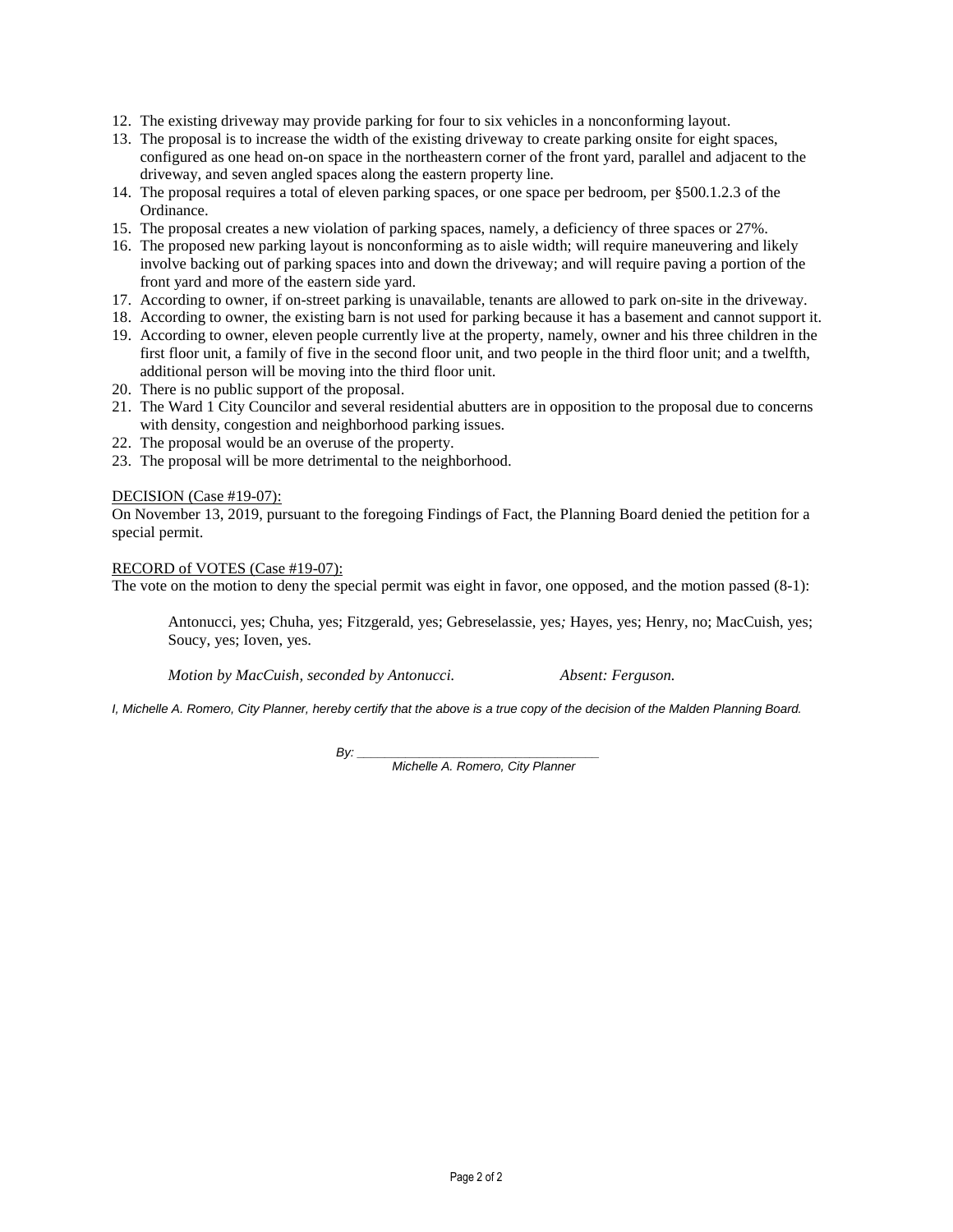12. The existing driveway may provide parking for four to six vehicles in a nonconforming layout.
13. The proposal is to increase the width of the existing driveway to create parking onsite for eight spaces, configured as one head on-on space in the northeastern corner of the front yard, parallel and adjacent to the driveway, and seven angled spaces along the eastern property line.
14. The proposal requires a total of eleven parking spaces, or one space per bedroom, per §500.1.2.3 of the Ordinance.
15. The proposal creates a new violation of parking spaces, namely, a deficiency of three spaces or 27%.
16. The proposed new parking layout is nonconforming as to aisle width; will require maneuvering and likely involve backing out of parking spaces into and down the driveway; and will require paving a portion of the front yard and more of the eastern side yard.
17. According to owner, if on-street parking is unavailable, tenants are allowed to park on-site in the driveway.
18. According to owner, the existing barn is not used for parking because it has a basement and cannot support it.
19. According to owner, eleven people currently live at the property, namely, owner and his three children in the first floor unit, a family of five in the second floor unit, and two people in the third floor unit; and a twelfth, additional person will be moving into the third floor unit.
20. There is no public support of the proposal.
21. The Ward 1 City Councilor and several residential abutters are in opposition to the proposal due to concerns with density, congestion and neighborhood parking issues.
22. The proposal would be an overuse of the property.
23. The proposal will be more detrimental to the neighborhood.

DECISION (Case #19-07):

On November 13, 2019, pursuant to the foregoing Findings of Fact, the Planning Board denied the petition for a special permit.

RECORD of VOTES (Case #19-07):

The vote on the motion to deny the special permit was eight in favor, one opposed, and the motion passed (8-1):

Antonucci, yes; Chuha, yes; Fitzgerald, yes; Gebreselassie, yes; Hayes, yes; Henry, no; MacCuish, yes; Soucy, yes; Ioven, yes.

*Motion by MacCuish, seconded by Antonucci.* *Absent: Ferguson.*

*I, Michelle A. Romero, City Planner, hereby certify that the above is a true copy of the decision of the Malden Planning Board.*

*By: ________________________________*
*Michelle A. Romero, City Planner*